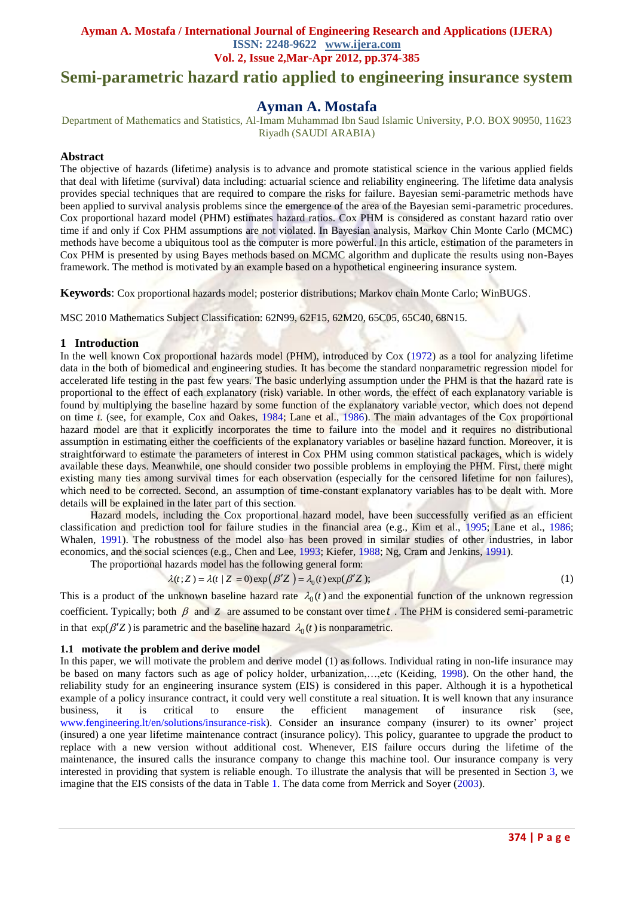# Semi-parametric hazard ratio applied to engineering insurance system

## Ayman A. Mostafa

Department of Mathematics and Statistics, Al-Imam Muhammad Ibn Saud Islamic University, P.O. BOX 90950, 11623 Riyadh (SAUDI ARABIA)

### Abstract

The objective of hazards (lifetime) analysis is to advance and promote statistical science in the various applied fields that deal with lifetime (survival) data including: actuarial science and reliability engineering. The lifetime data analysis provides special techniques that are required to compare the risks for failure. Bayesian semi-parametric methods have been applied to survival analysis problems since the emergence of the area of the Bayesian semi-parametric procedures. Cox proportional hazard model (PHM) estimates hazard ratios. Cox PHM is considered as constant hazard ratio over time if and only if Cox PHM assumptions are not violated. In Bayesian analysis, Markov Chin Monte Carlo (MCMC) methods have become a ubiquitous tool as the computer is more powerful. In this article, estimation of the parameters in Cox PHM is presented by using Bayes methods based on MCMC algorithm and duplicate the results using non-Bayes framework. The method is motivated by an example based on a hypothetical engineering insurance system.

**Keywords**: Cox proportional hazards model; posterior distributions; Markov chain Monte Carlo; WinBUGS.

MSC 2010 Mathematics Subject Classification: 62N99, 62F15, 62M20, 65C05, 65C40, 68N15.

## 1 Introduction

In the well known Cox proportional hazards model (PHM), introduced by Cox (1972) as a tool for analyzing lifetime data in the both of biomedical and engineering studies. It has become the standard nonparametric regression model for accelerated life testing in the past few years. The basic underlying assumption under the PHM is that the hazard rate is proportional to the effect of each explanatory (risk) variable. In other words, the effect of each explanatory variable is found by multiplying the baseline hazard by some function of the explanatory variable vector, which does not depend on time *t*. (see, for example, Cox and Oakes, 1984; Lane et al., 1986). The main advantages of the Cox proportional hazard model are that it explicitly incorporates the time to failure into the model and it requires no distributional assumption in estimating either the coefficients of the explanatory variables or baseline hazard function. Moreover, it is straightforward to estimate the parameters of interest in Cox PHM using common statistical packages, which is widely available these days. Meanwhile, one should consider two possible problems in employing the PHM. First, there might existing many ties among survival times for each observation (especially for the censored lifetime for non failures), which need to be corrected. Second, an assumption of time-constant explanatory variables has to be dealt with. More details will be explained in the later part of this section.

Hazard models, including the Cox proportional hazard model, have been successfully verified as an efficient classification and prediction tool for failure studies in the financial area (e.g., Kim et al., 1995; Lane et al., 1986; Whalen, 1991). The robustness of the model also has been proved in similar studies of other industries, in labor economics, and the social sciences (e.g., Chen and Lee, 1993; Kiefer, 1988; Ng, Cram and Jenkins, 1991).

The proportional hazards model has the following general form:

$$\lambda(t;Z) = \lambda(t \mid Z = 0)\exp(\beta' Z) = \lambda_0(t)\exp(\beta' Z); \tag{1}$$

This is a product of the unknown baseline hazard rate $\lambda_0(t)$ and the exponential function of the unknown regression coefficient. Typically; both $\beta$ and $Z$ are assumed to be constant over time $t$. The PHM is considered semi-parametric in that $\exp(\beta' Z)$ is parametric and the baseline hazard $\lambda_0(t)$ is nonparametric.

### 1.1 motivate the problem and derive model

In this paper, we will motivate the problem and derive model (1) as follows. Individual rating in non-life insurance may be based on many factors such as age of policy holder, urbanization,…,etc (Keiding, 1998). On the other hand, the reliability study for an engineering insurance system (EIS) is considered in this paper. Although it is a hypothetical example of a policy insurance contract, it could very well constitute a real situation. It is well known that any insurance business, it is critical to ensure the efficient management of insurance risk (see, www.fengineering.lt/en/solutions/insurance-risk). Consider an insurance company (insurer) to its owner' project (insured) a one year lifetime maintenance contract (insurance policy). This policy, guarantee to upgrade the product to replace with a new version without additional cost. Whenever, EIS failure occurs during the lifetime of the maintenance, the insured calls the insurance company to change this machine tool. Our insurance company is very interested in providing that system is reliable enough. To illustrate the analysis that will be presented in Section 3, we imagine that the EIS consists of the data in Table 1. The data come from Merrick and Soyer (2003).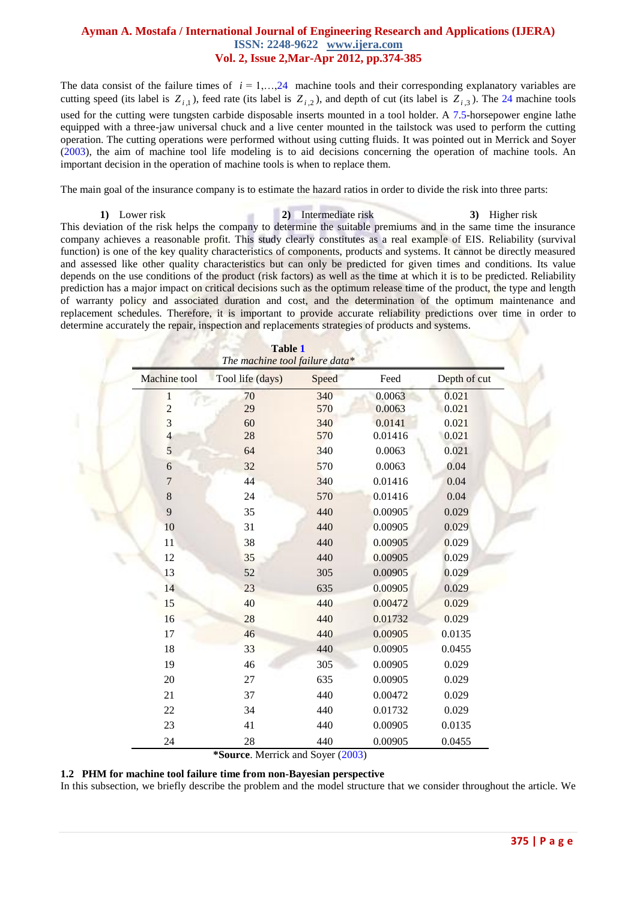The data consist of the failure times of $i = 1,\ldots,24$ machine tools and their corresponding explanatory variables are cutting speed (its label is $Z_{i,1}$), feed rate (its label is $Z_{i,2}$), and depth of cut (its label is $Z_{i,3}$). The 24 machine tools used for the cutting were tungsten carbide disposable inserts mounted in a tool holder. A 7.5-horsepower engine lathe equipped with a three-jaw universal chuck and a live center mounted in the tailstock was used to perform the cutting operation. The cutting operations were performed without using cutting fluids. It was pointed out in Merrick and Soyer (2003), the aim of machine tool life modeling is to aid decisions concerning the operation of machine tools. An important decision in the operation of machine tools is when to replace them.

The main goal of the insurance company is to estimate the hazard ratios in order to divide the risk into three parts:

1) Lower risk
2) Intermediate risk
3) Higher risk

This deviation of the risk helps the company to determine the suitable premiums and in the same time the insurance company achieves a reasonable profit. This study clearly constitutes as a real example of EIS. Reliability (survival function) is one of the key quality characteristics of components, products and systems. It cannot be directly measured and assessed like other quality characteristics but can only be predicted for given times and conditions. Its value depends on the use conditions of the product (risk factors) as well as the time at which it is to be predicted. Reliability prediction has a major impact on critical decisions such as the optimum release time of the product, the type and length of warranty policy and associated duration and cost, and the determination of the optimum maintenance and replacement schedules. Therefore, it is important to provide accurate reliability predictions over time in order to determine accurately the repair, inspection and replacements strategies of products and systems.

**Table 1**
*The machine tool failure data\**

| Machine tool | Tool life (days) | Speed | Feed | Depth of cut |
|---|---|---|---|---|
| 1 | 70 | 340 | 0.0063 | 0.021 |
| 2 | 29 | 570 | 0.0063 | 0.021 |
| 3 | 60 | 340 | 0.0141 | 0.021 |
| 4 | 28 | 570 | 0.01416 | 0.021 |
| 5 | 64 | 340 | 0.0063 | 0.021 |
| 6 | 32 | 570 | 0.0063 | 0.04 |
| 7 | 44 | 340 | 0.01416 | 0.04 |
| 8 | 24 | 570 | 0.01416 | 0.04 |
| 9 | 35 | 440 | 0.00905 | 0.029 |
| 10 | 31 | 440 | 0.00905 | 0.029 |
| 11 | 38 | 440 | 0.00905 | 0.029 |
| 12 | 35 | 440 | 0.00905 | 0.029 |
| 13 | 52 | 305 | 0.00905 | 0.029 |
| 14 | 23 | 635 | 0.00905 | 0.029 |
| 15 | 40 | 440 | 0.00472 | 0.029 |
| 16 | 28 | 440 | 0.01732 | 0.029 |
| 17 | 46 | 440 | 0.00905 | 0.0135 |
| 18 | 33 | 440 | 0.00905 | 0.0455 |
| 19 | 46 | 305 | 0.00905 | 0.029 |
| 20 | 27 | 635 | 0.00905 | 0.029 |
| 21 | 37 | 440 | 0.00472 | 0.029 |
| 22 | 34 | 440 | 0.01732 | 0.029 |
| 23 | 41 | 440 | 0.00905 | 0.0135 |
| 24 | 28 | 440 | 0.00905 | 0.0455 |

**\*Source**. Merrick and Soyer (2003)

### 1.2 PHM for machine tool failure time from non-Bayesian perspective

In this subsection, we briefly describe the problem and the model structure that we consider throughout the article. We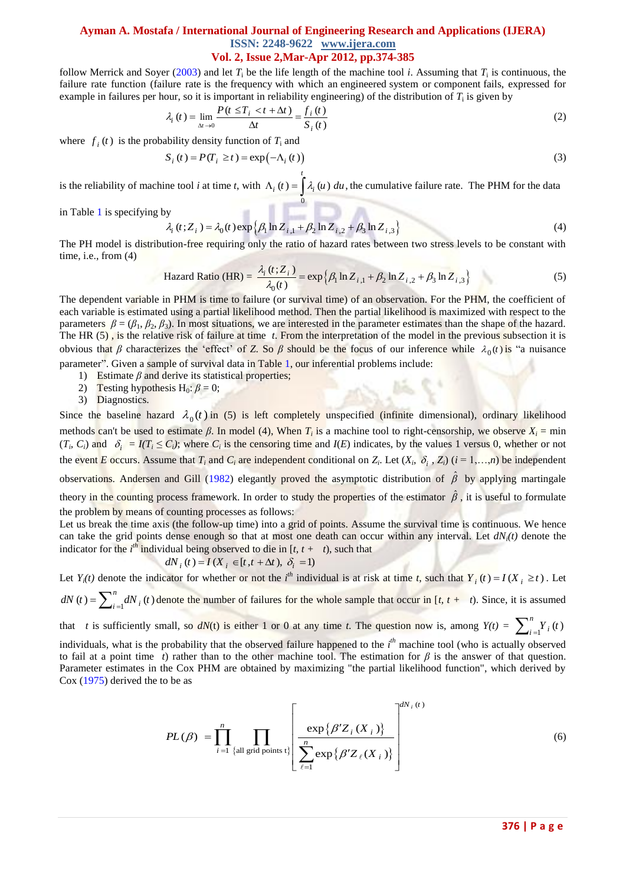follow Merrick and Soyer (2003) and let $T_i$ be the life length of the machine tool *i*. Assuming that $T_i$ is continuous, the failure rate function (failure rate is the frequency with which an engineered system or component fails, expressed for example in failures per hour, so it is important in reliability engineering) of the distribution of $T_i$ is given by

$$\lambda_i(t) = \lim_{\Delta t \to 0} \frac{P(t \le T_i < t + \Delta t)}{\Delta t} = \frac{f_i(t)}{S_i(t)} \tag{2}$$

where $f_i(t)$ is the probability density function of $T_i$ and

$$S_i(t) = P(T_i \ge t) = \exp(-\Lambda_i(t)) \tag{3}$$

is the reliability of machine tool *i* at time *t*, with $\Lambda_i(t) = \int_0^t \lambda_i(u)\, du$, the cumulative failure rate. The PHM for the data in Table 1 is specifying by

$$\lambda_i(t; Z_i) = \lambda_0(t) \exp\left\{\beta_1 \ln Z_{i,1} + \beta_2 \ln Z_{i,2} + \beta_3 \ln Z_{i,3}\right\} \tag{4}$$

The PH model is distribution-free requiring only the ratio of hazard rates between two stress levels to be constant with time, i.e., from (4)

$$\text{Hazard Ratio (HR)} = \frac{\lambda_i(t; Z_i)}{\lambda_0(t)} = \exp\left\{\beta_1 \ln Z_{i,1} + \beta_2 \ln Z_{i,2} + \beta_3 \ln Z_{i,3}\right\} \tag{5}$$

The dependent variable in PHM is time to failure (or survival time) of an observation. For the PHM, the coefficient of each variable is estimated using a partial likelihood method. Then the partial likelihood is maximized with respect to the parameters $\beta = (\beta_1, \beta_2, \beta_3)$. In most situations, we are interested in the parameter estimates than the shape of the hazard. The HR (5) , is the relative risk of failure at time *t*. From the interpretation of the model in the previous subsection it is obvious that $\beta$ characterizes the 'effect' of *Z*. So $\beta$ should be the focus of our inference while $\lambda_0(t)$ is "a nuisance parameter". Given a sample of survival data in Table 1, our inferential problems include:

1) Estimate $\beta$ and derive its statistical properties;
2) Testing hypothesis $H_0$: $\beta = 0$;
3) Diagnostics.

Since the baseline hazard $\lambda_0(t)$ in (5) is left completely unspecified (infinite dimensional), ordinary likelihood methods can't be used to estimate $\beta$. In model (4), When $T_i$ is a machine tool to right-censorship, we observe $X_i = \min(T_i, C_i)$ and $\delta_i = I(T_i \le C_i)$; where $C_i$ is the censoring time and $I(E)$ indicates, by the values 1 versus 0, whether or not the event *E* occurs. Assume that $T_i$ and $C_i$ are independent conditional on $Z_i$. Let $(X_i, \delta_i, Z_i)$ $(i = 1,\ldots,n)$ be independent observations. Andersen and Gill (1982) elegantly proved the asymptotic distribution of $\hat{\beta}$ by applying martingale theory in the counting process framework. In order to study the properties of the estimator $\hat{\beta}$, it is useful to formulate the problem by means of counting processes as follows:

Let us break the time axis (the follow-up time) into a grid of points. Assume the survival time is continuous. We hence can take the grid points dense enough so that at most one death can occur within any interval. Let $dN_i(t)$ denote the indicator for the $i^{th}$ individual being observed to die in $[t, t + \Delta t)$, such that

$$dN_i(t) = I(X_i \in [t, t + \Delta t),\ \delta_i = 1)$$

Let $Y_i(t)$ denote the indicator for whether or not the $i^{th}$ individual is at risk at time *t*, such that $Y_i(t) = I(X_i \ge t)$. Let $dN(t) = \sum_{i=1}^{n} dN_i(t)$ denote the number of failures for the whole sample that occur in $[t, t + \Delta t)$. Since, it is assumed that $\Delta t$ is sufficiently small, so $dN(t)$ is either 1 or 0 at any time *t*. The question now is, among $Y(t) = \sum_{i=1}^{n} Y_i(t)$ individuals, what is the probability that the observed failure happened to the $i^{th}$ machine tool (who is actually observed to fail at a point time $\Delta t$) rather than to the other machine tool. The estimation for $\beta$ is the answer of that question. Parameter estimates in the Cox PHM are obtained by maximizing "the partial likelihood function", which derived by Cox (1975) derived the to be as

$$PL(\beta) = \prod_{i=1}^{n} \prod_{\{\text{all grid points t}\}} \left[ \frac{\exp\{\beta' Z_i(X_i)\}}{\sum_{\ell=1}^{n} \exp\{\beta' Z_\ell(X_i)\}} \right]^{dN_i(t)} \tag{6}$$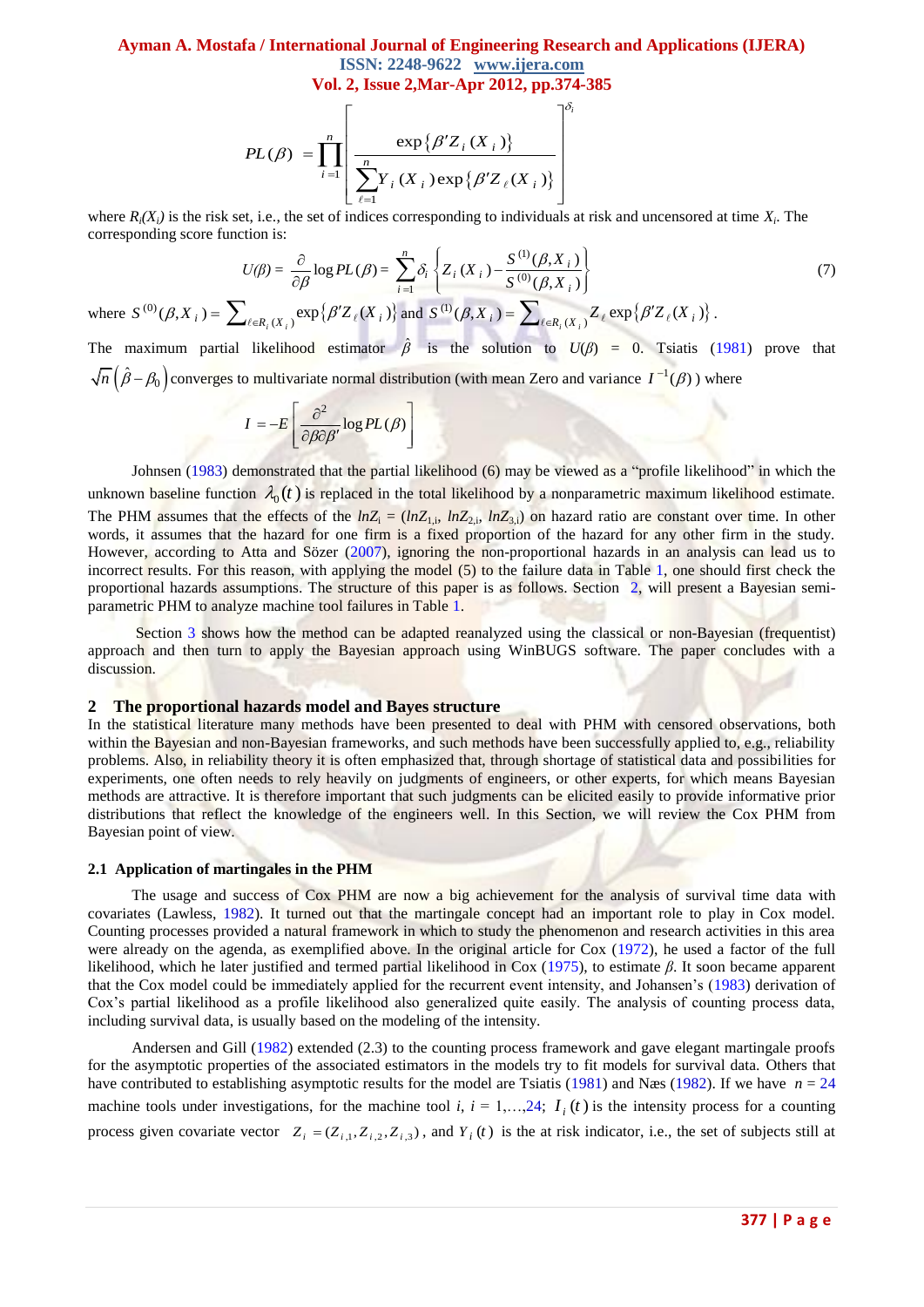$$PL(\beta) = \prod_{i=1}^{n} \left[ \frac{\exp\{\beta' Z_i(X_i)\}}{\sum_{\ell=1}^{n} Y_i(X_i) \exp\{\beta' Z_\ell(X_i)\}} \right]^{\delta_i}$$

where $R_i(X_i)$ is the risk set, i.e., the set of indices corresponding to individuals at risk and uncensored at time $X_i$. The corresponding score function is:

$$U(\beta) = \frac{\partial}{\partial\beta} \log PL(\beta) = \sum_{i=1}^{n} \delta_i \left\{ Z_i(X_i) - \frac{S^{(1)}(\beta, X_i)}{S^{(0)}(\beta, X_i)} \right\} \tag{7}$$

where $S^{(0)}(\beta, X_i) = \sum_{\ell \in R_i(X_i)} \exp\{\beta' Z_\ell(X_i)\}$ and $S^{(1)}(\beta, X_i) = \sum_{\ell \in R_i(X_i)} Z_\ell \exp\{\beta' Z_\ell(X_i)\}$.

The maximum partial likelihood estimator $\hat{\beta}$ is the solution to $U(\beta) = 0$. Tsiatis (1981) prove that $\sqrt{n}\left(\hat{\beta} - \beta_0\right)$ converges to multivariate normal distribution (with mean Zero and variance $I^{-1}(\beta)$) where

$$I = -E\left[ \frac{\partial^2}{\partial\beta\partial\beta'} \log PL(\beta) \right]$$

Johnsen (1983) demonstrated that the partial likelihood (6) may be viewed as a "profile likelihood" in which the unknown baseline function $\lambda_0(t)$ is replaced in the total likelihood by a nonparametric maximum likelihood estimate. The PHM assumes that the effects of the $lnZ_i = (lnZ_{1,i}, lnZ_{2,i}, lnZ_{3,i})$ on hazard ratio are constant over time. In other words, it assumes that the hazard for one firm is a fixed proportion of the hazard for any other firm in the study. However, according to Atta and Sözer (2007), ignoring the non-proportional hazards in an analysis can lead us to incorrect results. For this reason, with applying the model (5) to the failure data in Table 1, one should first check the proportional hazards assumptions. The structure of this paper is as follows. Section 2, will present a Bayesian semi-parametric PHM to analyze machine tool failures in Table 1.

Section 3 shows how the method can be adapted reanalyzed using the classical or non-Bayesian (frequentist) approach and then turn to apply the Bayesian approach using WinBUGS software. The paper concludes with a discussion.

## 2 The proportional hazards model and Bayes structure

In the statistical literature many methods have been presented to deal with PHM with censored observations, both within the Bayesian and non-Bayesian frameworks, and such methods have been successfully applied to, e.g., reliability problems. Also, in reliability theory it is often emphasized that, through shortage of statistical data and possibilities for experiments, one often needs to rely heavily on judgments of engineers, or other experts, for which means Bayesian methods are attractive. It is therefore important that such judgments can be elicited easily to provide informative prior distributions that reflect the knowledge of the engineers well. In this Section, we will review the Cox PHM from Bayesian point of view.

### 2.1 Application of martingales in the PHM

The usage and success of Cox PHM are now a big achievement for the analysis of survival time data with covariates (Lawless, 1982). It turned out that the martingale concept had an important role to play in Cox model. Counting processes provided a natural framework in which to study the phenomenon and research activities in this area were already on the agenda, as exemplified above. In the original article for Cox (1972), he used a factor of the full likelihood, which he later justified and termed partial likelihood in Cox (1975), to estimate $\beta$. It soon became apparent that the Cox model could be immediately applied for the recurrent event intensity, and Johansen's (1983) derivation of Cox's partial likelihood as a profile likelihood also generalized quite easily. The analysis of counting process data, including survival data, is usually based on the modeling of the intensity.

Andersen and Gill (1982) extended (2.3) to the counting process framework and gave elegant martingale proofs for the asymptotic properties of the associated estimators in the models try to fit models for survival data. Others that have contributed to establishing asymptotic results for the model are Tsiatis (1981) and Næs (1982). If we have $n = 24$ machine tools under investigations, for the machine tool $i$, $i = 1,\ldots,24$; $I_i(t)$ is the intensity process for a counting process given covariate vector $Z_i = (Z_{i,1}, Z_{i,2}, Z_{i,3})$, and $Y_i(t)$ is the at risk indicator, i.e., the set of subjects still at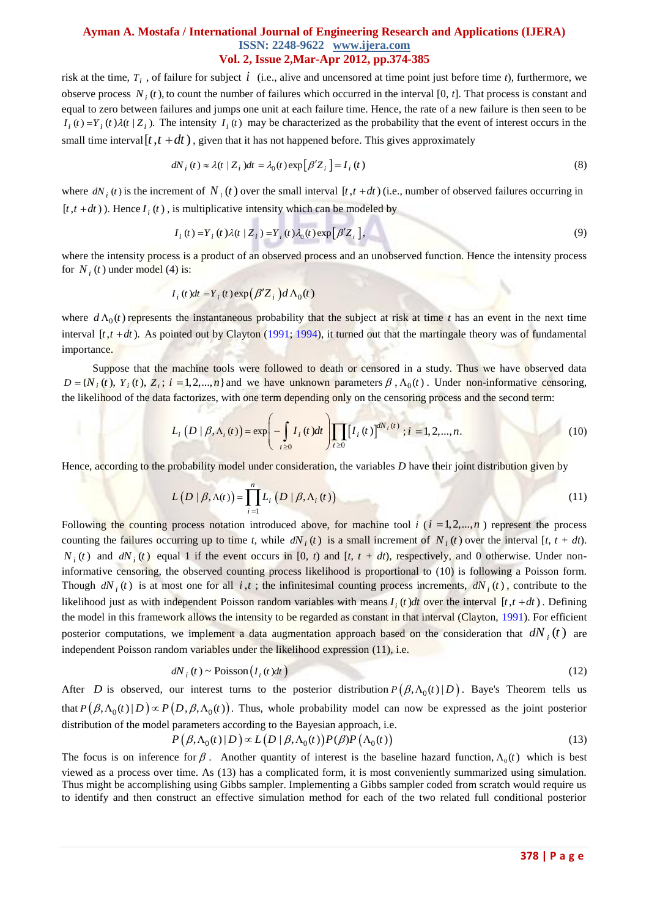risk at the time, $T_i$ , of failure for subject $i$ (i.e., alive and uncensored at time point just before time *t*), furthermore, we observe process $N_i(t)$, to count the number of failures which occurred in the interval [0, *t*]. That process is constant and equal to zero between failures and jumps one unit at each failure time. Hence, the rate of a new failure is then seen to be $I_i(t) = Y_i(t)\lambda(t \mid Z_i)$. The intensity $I_i(t)$ may be characterized as the probability that the event of interest occurs in the small time interval $[t, t+dt)$, given that it has not happened before. This gives approximately

$$dN_i(t) \approx \lambda(t \mid Z_i)dt = \lambda_0(t)\exp\left[\beta' Z_i\right] = I_i(t) \tag{8}$$

where $dN_i(t)$ is the increment of $N_i(t)$ over the small interval $[t, t+dt)$ (i.e., number of observed failures occurring in $[t, t+dt)$). Hence $I_i(t)$, is multiplicative intensity which can be modeled by

$$I_i(t) = Y_i(t)\lambda(t \mid Z_i) = Y_i(t)\lambda_0(t)\exp\left[\beta' Z_i\right], \tag{9}$$

where the intensity process is a product of an observed process and an unobserved function. Hence the intensity process for $N_i(t)$ under model (4) is:

$$I_i(t)dt = Y_i(t)\exp\left(\beta' Z_i\right)d\Lambda_0(t)$$

where $d\Lambda_0(t)$ represents the instantaneous probability that the subject at risk at time *t* has an event in the next time interval $[t, t+dt)$. As pointed out by Clayton (1991; 1994), it turned out that the martingale theory was of fundamental importance.

Suppose that the machine tools were followed to death or censored in a study. Thus we have observed data $D = \{N_i(t),\ Y_i(t),\ Z_i;\ i = 1,2,\ldots,n\}$ and we have unknown parameters $\beta$, $\Lambda_0(t)$. Under non-informative censoring, the likelihood of the data factorizes, with one term depending only on the censoring process and the second term:

$$L_i\left(D \mid \beta, \Lambda_i(t)\right) = \exp\left(-\int_{t\ge 0} I_i(t)dt\right)\prod_{t\ge 0}\left[I_i(t)\right]^{dN_i(t)};\ i = 1,2,\ldots,n. \tag{10}$$

Hence, according to the probability model under consideration, the variables *D* have their joint distribution given by

$$L\left(D \mid \beta, \Lambda(t)\right) = \prod_{i=1}^{n} L_i\left(D \mid \beta, \Lambda_i(t)\right) \tag{11}$$

Following the counting process notation introduced above, for machine tool *i* ($i = 1,2,\ldots,n$) represent the process counting the failures occurring up to time *t*, while $dN_i(t)$ is a small increment of $N_i(t)$ over the interval [*t*, *t* + *dt*). $N_i(t)$ and $dN_i(t)$ equal 1 if the event occurs in [0, *t*) and [*t*, *t* + *dt*), respectively, and 0 otherwise. Under non-informative censoring, the observed counting process likelihood is proportional to (10) is following a Poisson form. Though $dN_i(t)$ is at most one for all $i, t$; the infinitesimal counting process increments, $dN_i(t)$, contribute to the likelihood just as with independent Poisson random variables with means $I_i(t)dt$ over the interval $[t, t+dt)$. Defining the model in this framework allows the intensity to be regarded as constant in that interval (Clayton, 1991). For efficient posterior computations, we implement a data augmentation approach based on the consideration that $dN_i(t)$ are independent Poisson random variables under the likelihood expression (11), i.e.

$$dN_i(t) \sim \text{Poisson}\left(I_i(t)dt\right) \tag{12}$$

After $D$ is observed, our interest turns to the posterior distribution $P\left(\beta, \Lambda_0(t) \mid D\right)$. Baye's Theorem tells us that $P\left(\beta, \Lambda_0(t) \mid D\right) \propto P\left(D, \beta, \Lambda_0(t)\right)$. Thus, whole probability model can now be expressed as the joint posterior distribution of the model parameters according to the Bayesian approach, i.e.

$$P\left(\beta, \Lambda_0(t) \mid D\right) \propto L\left(D \mid \beta, \Lambda_0(t)\right)P(\beta)P\left(\Lambda_0(t)\right) \tag{13}$$

The focus is on inference for $\beta$. Another quantity of interest is the baseline hazard function, $\Lambda_0(t)$ which is best viewed as a process over time. As (13) has a complicated form, it is most conveniently summarized using simulation. Thus might be accomplishing using Gibbs sampler. Implementing a Gibbs sampler coded from scratch would require us to identify and then construct an effective simulation method for each of the two related full conditional posterior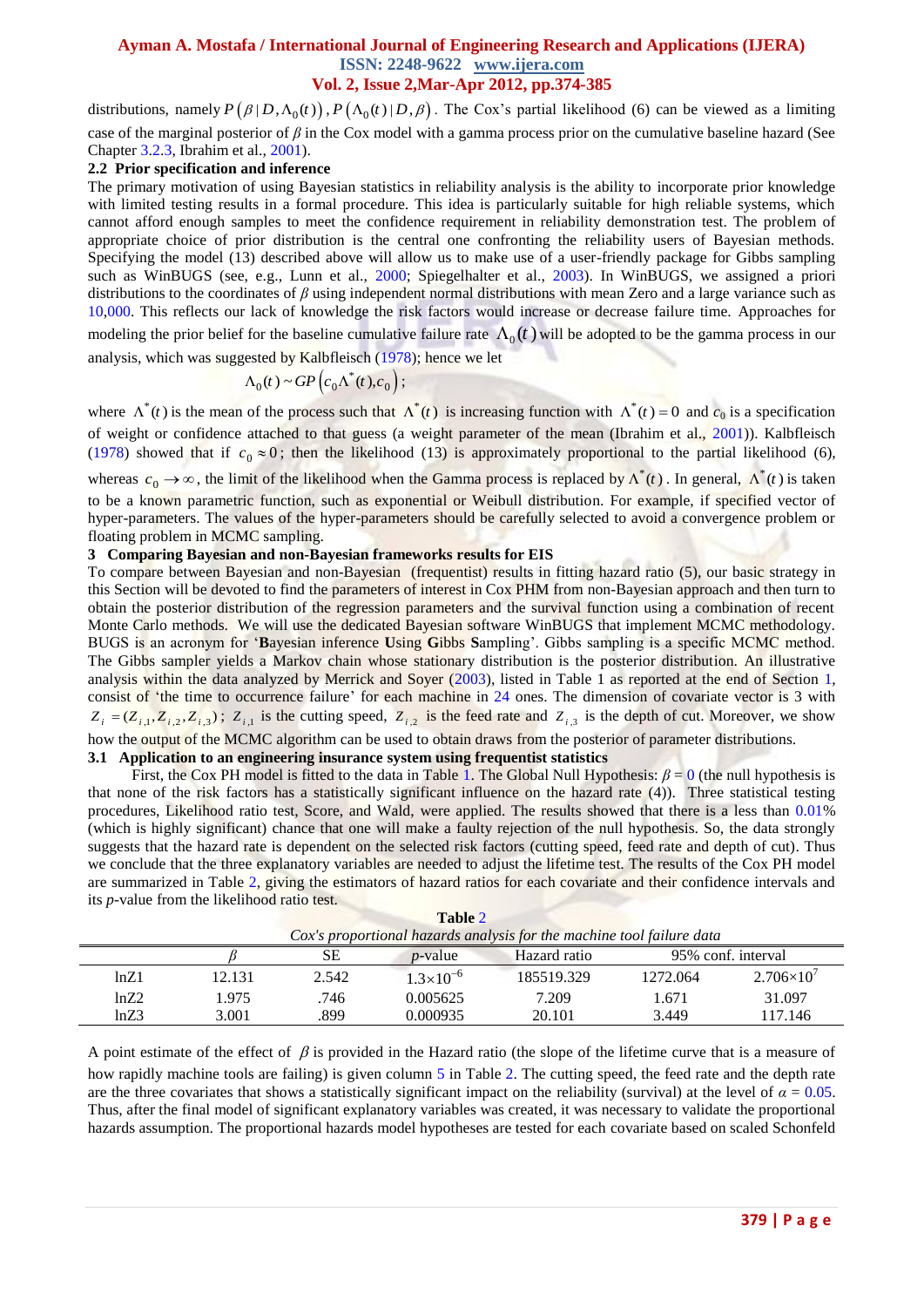distributions, namely $P(\beta | D, \Lambda_0(t))$, $P(\Lambda_0(t) | D, \beta)$. The Cox's partial likelihood (6) can be viewed as a limiting case of the marginal posterior of $\beta$ in the Cox model with a gamma process prior on the cumulative baseline hazard (See Chapter 3.2.3, Ibrahim et al., 2001).

### 2.2 Prior specification and inference

The primary motivation of using Bayesian statistics in reliability analysis is the ability to incorporate prior knowledge with limited testing results in a formal procedure. This idea is particularly suitable for high reliable systems, which cannot afford enough samples to meet the confidence requirement in reliability demonstration test. The problem of appropriate choice of prior distribution is the central one confronting the reliability users of Bayesian methods. Specifying the model (13) described above will allow us to make use of a user-friendly package for Gibbs sampling such as WinBUGS (see, e.g., Lunn et al., 2000; Spiegelhalter et al., 2003). In WinBUGS, we assigned a priori distributions to the coordinates of $\beta$ using independent normal distributions with mean Zero and a large variance such as 10,000. This reflects our lack of knowledge the risk factors would increase or decrease failure time. Approaches for modeling the prior belief for the baseline cumulative failure rate $\Lambda_0(t)$ will be adopted to be the gamma process in our analysis, which was suggested by Kalbfleisch (1978); hence we let

$$\Lambda_0(t) \sim GP\left(c_0 \Lambda^*(t), c_0\right);$$

where $\Lambda^*(t)$ is the mean of the process such that $\Lambda^*(t)$ is increasing function with $\Lambda^*(t) = 0$ and $c_0$ is a specification of weight or confidence attached to that guess (a weight parameter of the mean (Ibrahim et al., 2001)). Kalbfleisch (1978) showed that if $c_0 \approx 0$; then the likelihood (13) is approximately proportional to the partial likelihood (6), whereas $c_0 \to \infty$, the limit of the likelihood when the Gamma process is replaced by $\Lambda^*(t)$. In general, $\Lambda^*(t)$ is taken to be a known parametric function, such as exponential or Weibull distribution. For example, if specified vector of hyper-parameters. The values of the hyper-parameters should be carefully selected to avoid a convergence problem or floating problem in MCMC sampling.

## 3 Comparing Bayesian and non-Bayesian frameworks results for EIS

To compare between Bayesian and non-Bayesian (frequentist) results in fitting hazard ratio (5), our basic strategy in this Section will be devoted to find the parameters of interest in Cox PHM from non-Bayesian approach and then turn to obtain the posterior distribution of the regression parameters and the survival function using a combination of recent Monte Carlo methods. We will use the dedicated Bayesian software WinBUGS that implement MCMC methodology. BUGS is an acronym for '**B**ayesian inference **U**sing **G**ibbs **S**ampling'. Gibbs sampling is a specific MCMC method. The Gibbs sampler yields a Markov chain whose stationary distribution is the posterior distribution. An illustrative analysis within the data analyzed by Merrick and Soyer (2003), listed in Table 1 as reported at the end of Section 1, consist of 'the time to occurrence failure' for each machine in 24 ones. The dimension of covariate vector is 3 with $Z_i = (Z_{i,1}, Z_{i,2}, Z_{i,3})$; $Z_{i,1}$ is the cutting speed, $Z_{i,2}$ is the feed rate and $Z_{i,3}$ is the depth of cut. Moreover, we show how the output of the MCMC algorithm can be used to obtain draws from the posterior of parameter distributions.

### 3.1 Application to an engineering insurance system using frequentist statistics

First, the Cox PH model is fitted to the data in Table 1. The Global Null Hypothesis: $\beta = 0$ (the null hypothesis is that none of the risk factors has a statistically significant influence on the hazard rate (4)). Three statistical testing procedures, Likelihood ratio test, Score, and Wald, were applied. The results showed that there is a less than 0.01% (which is highly significant) chance that one will make a faulty rejection of the null hypothesis. So, the data strongly suggests that the hazard rate is dependent on the selected risk factors (cutting speed, feed rate and depth of cut). Thus we conclude that the three explanatory variables are needed to adjust the lifetime test. The results of the Cox PH model are summarized in Table 2, giving the estimators of hazard ratios for each covariate and their confidence intervals and its *p*-value from the likelihood ratio test.

**Table 2**

*Cox's proportional hazards analysis for the machine tool failure data*

| | $\beta$ | SE | *p*-value | Hazard ratio | 95% conf. interval | |
|---|---|---|---|---|---|---|
| lnZ1 | 12.131 | 2.542 | $1.3\times10^{-6}$ | 185519.329 | 1272.064 | $2.706\times10^{7}$ |
| lnZ2 | 1.975 | .746 | 0.005625 | 7.209 | 1.671 | 31.097 |
| lnZ3 | 3.001 | .899 | 0.000935 | 20.101 | 3.449 | 117.146 |

A point estimate of the effect of $\beta$ is provided in the Hazard ratio (the slope of the lifetime curve that is a measure of how rapidly machine tools are failing) is given column 5 in Table 2. The cutting speed, the feed rate and the depth rate are the three covariates that shows a statistically significant impact on the reliability (survival) at the level of $\alpha = 0.05$. Thus, after the final model of significant explanatory variables was created, it was necessary to validate the proportional hazards assumption. The proportional hazards model hypotheses are tested for each covariate based on scaled Schonfeld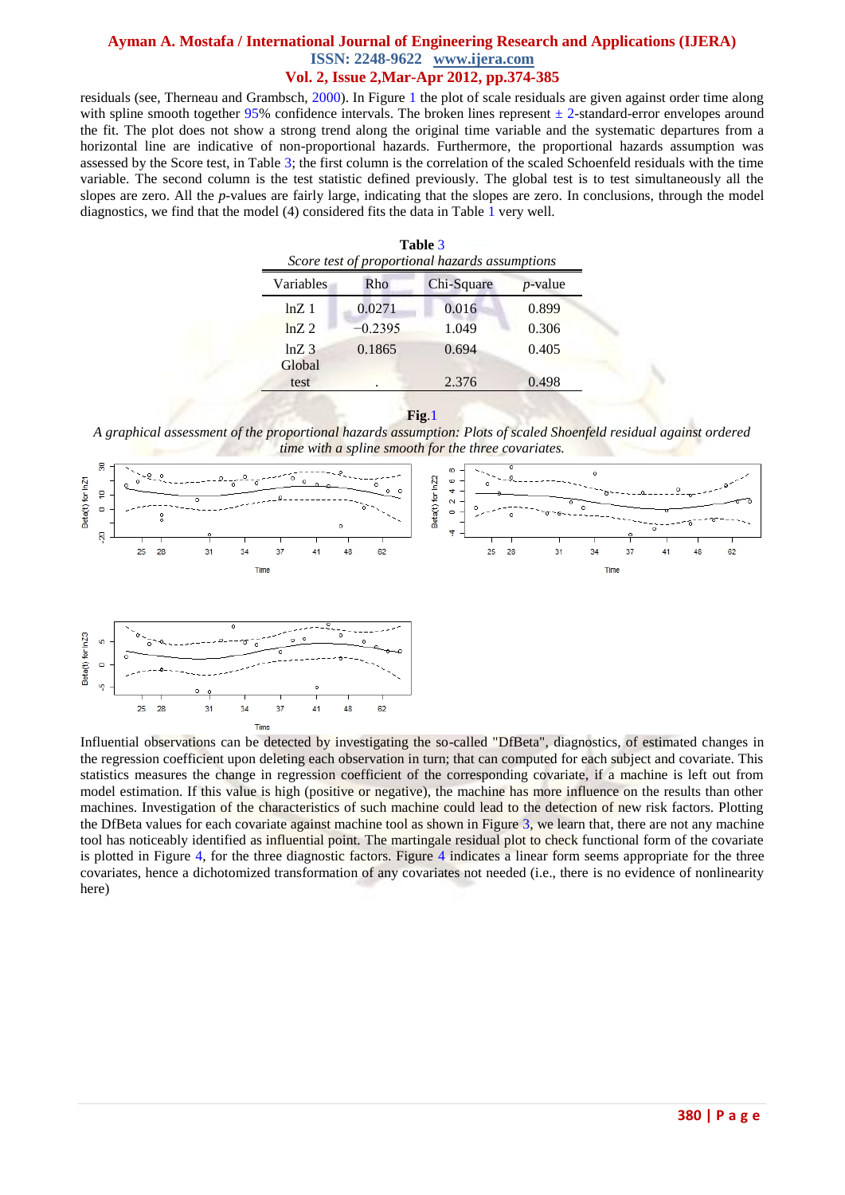residuals (see, Therneau and Grambsch, 2000). In Figure 1 the plot of scale residuals are given against order time along with spline smooth together 95% confidence intervals. The broken lines represent ± 2-standard-error envelopes around the fit. The plot does not show a strong trend along the original time variable and the systematic departures from a horizontal line are indicative of non-proportional hazards. Furthermore, the proportional hazards assumption was assessed by the Score test, in Table 3; the first column is the correlation of the scaled Schoenfeld residuals with the time variable. The second column is the test statistic defined previously. The global test is to test simultaneously all the slopes are zero. All the *p*-values are fairly large, indicating that the slopes are zero. In conclusions, through the model diagnostics, we find that the model (4) considered fits the data in Table 1 very well.

**Table 3**

*Score test of proportional hazards assumptions*

| Variables | Rho | Chi-Square | *p*-value |
|---|---|---|---|
| lnZ 1 | 0.0271 | 0.016 | 0.899 |
| lnZ 2 | −0.2395 | 1.049 | 0.306 |
| lnZ 3 | 0.1865 | 0.694 | 0.405 |
| Global test | . | 2.376 | 0.498 |

**Fig.1**

*A graphical assessment of the proportional hazards assumption: Plots of scaled Shoenfeld residual against ordered time with a spline smooth for the three covariates.*

Influential observations can be detected by investigating the so-called "DfBeta", diagnostics, of estimated changes in the regression coefficient upon deleting each observation in turn; that can computed for each subject and covariate. This statistics measures the change in regression coefficient of the corresponding covariate, if a machine is left out from model estimation. If this value is high (positive or negative), the machine has more influence on the results than other machines. Investigation of the characteristics of such machine could lead to the detection of new risk factors. Plotting the DfBeta values for each covariate against machine tool as shown in Figure 3, we learn that, there are not any machine tool has noticeably identified as influential point. The martingale residual plot to check functional form of the covariate is plotted in Figure 4, for the three diagnostic factors. Figure 4 indicates a linear form seems appropriate for the three covariates, hence a dichotomized transformation of any covariates not needed (i.e., there is no evidence of nonlinearity here)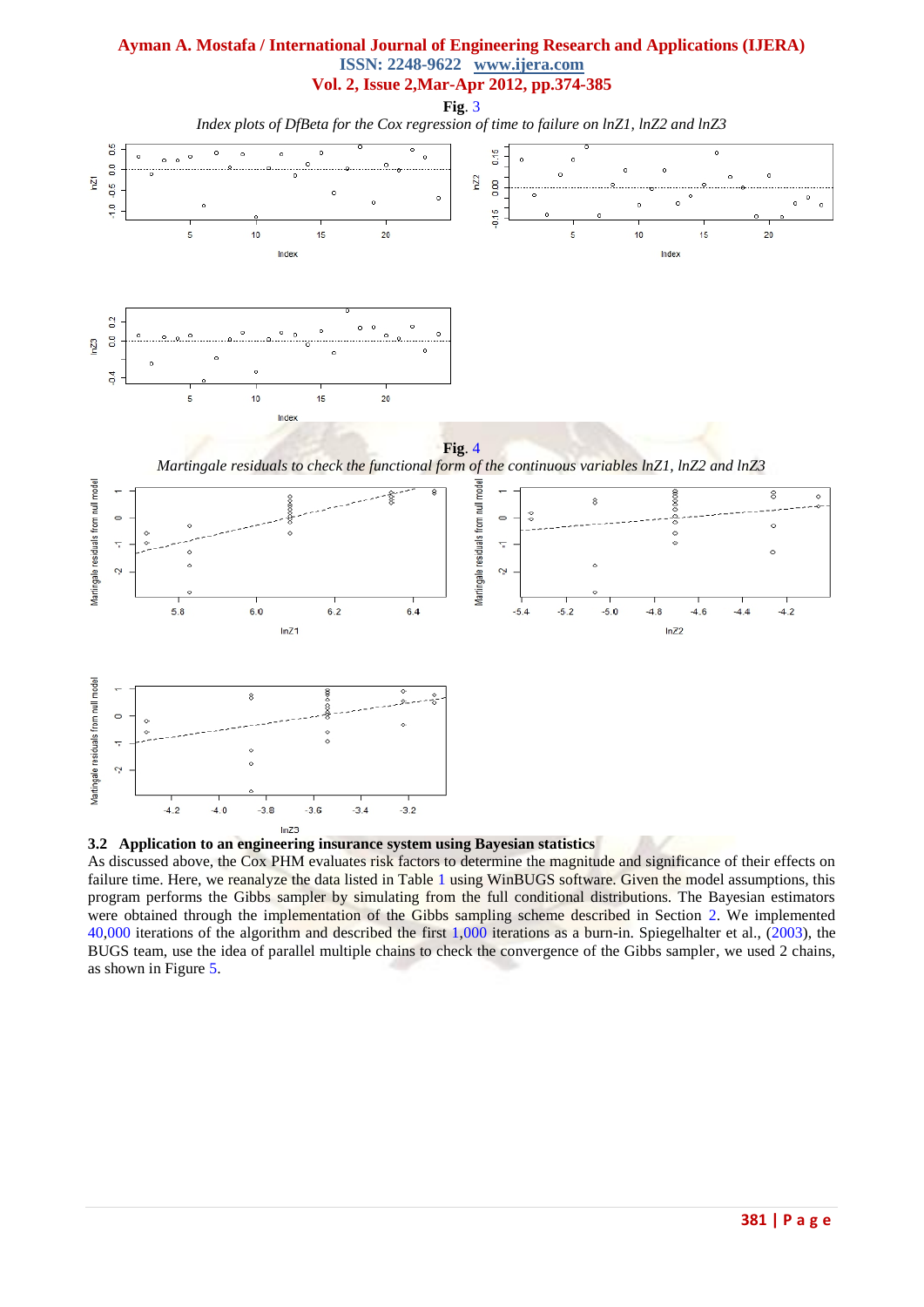**Fig.** 3

*Index plots of DfBeta for the Cox regression of time to failure on lnZ1, lnZ2 and lnZ3*

**Fig.** 4

*Martingale residuals to check the functional form of the continuous variables lnZ1, lnZ2 and lnZ3*

### 3.2 Application to an engineering insurance system using Bayesian statistics

As discussed above, the Cox PHM evaluates risk factors to determine the magnitude and significance of their effects on failure time. Here, we reanalyze the data listed in Table 1 using WinBUGS software. Given the model assumptions, this program performs the Gibbs sampler by simulating from the full conditional distributions. The Bayesian estimators were obtained through the implementation of the Gibbs sampling scheme described in Section 2. We implemented 40,000 iterations of the algorithm and described the first 1,000 iterations as a burn-in. Spiegelhalter et al., (2003), the BUGS team, use the idea of parallel multiple chains to check the convergence of the Gibbs sampler, we used 2 chains, as shown in Figure 5.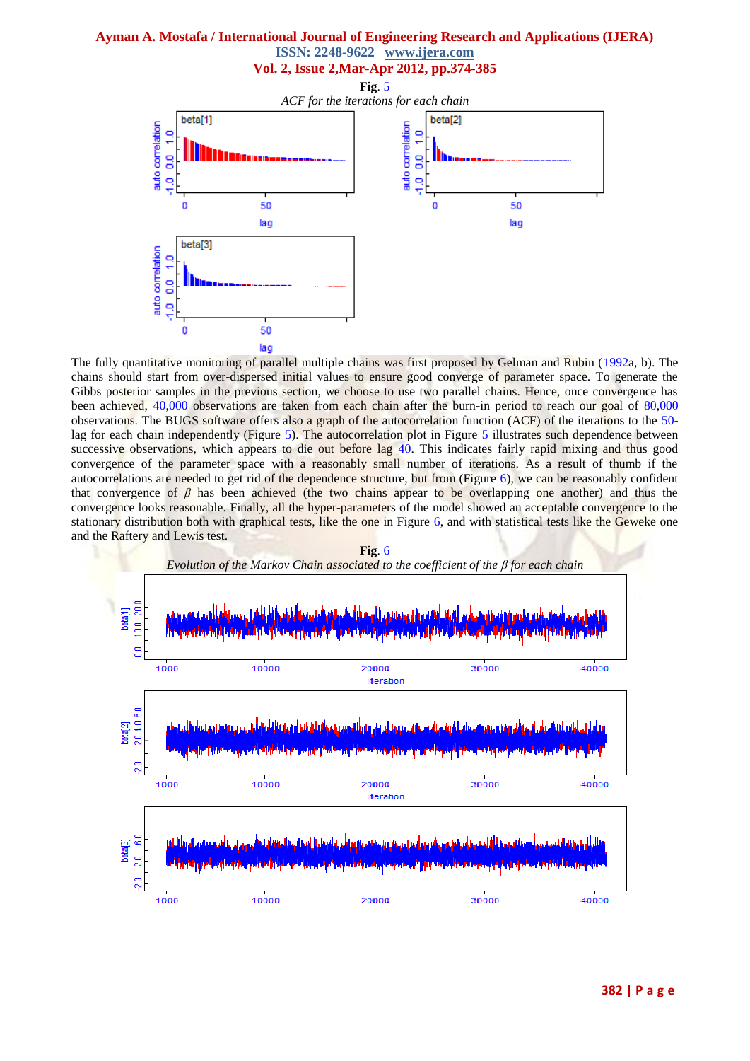**Fig. 5**

*ACF for the iterations for each chain*

The fully quantitative monitoring of parallel multiple chains was first proposed by Gelman and Rubin (1992a, b). The chains should start from over-dispersed initial values to ensure good converge of parameter space. To generate the Gibbs posterior samples in the previous section, we choose to use two parallel chains. Hence, once convergence has been achieved, 40,000 observations are taken from each chain after the burn-in period to reach our goal of 80,000 observations. The BUGS software offers also a graph of the autocorrelation function (ACF) of the iterations to the 50-lag for each chain independently (Figure 5). The autocorrelation plot in Figure 5 illustrates such dependence between successive observations, which appears to die out before lag 40. This indicates fairly rapid mixing and thus good convergence of the parameter space with a reasonably small number of iterations. As a result of thumb if the autocorrelations are needed to get rid of the dependence structure, but from (Figure 6), we can be reasonably confident that convergence of $\beta$ has been achieved (the two chains appear to be overlapping one another) and thus the convergence looks reasonable. Finally, all the hyper-parameters of the model showed an acceptable convergence to the stationary distribution both with graphical tests, like the one in Figure 6, and with statistical tests like the Geweke one and the Raftery and Lewis test.

**Fig. 6**

*Evolution of the Markov Chain associated to the coefficient of the $\beta$ for each chain*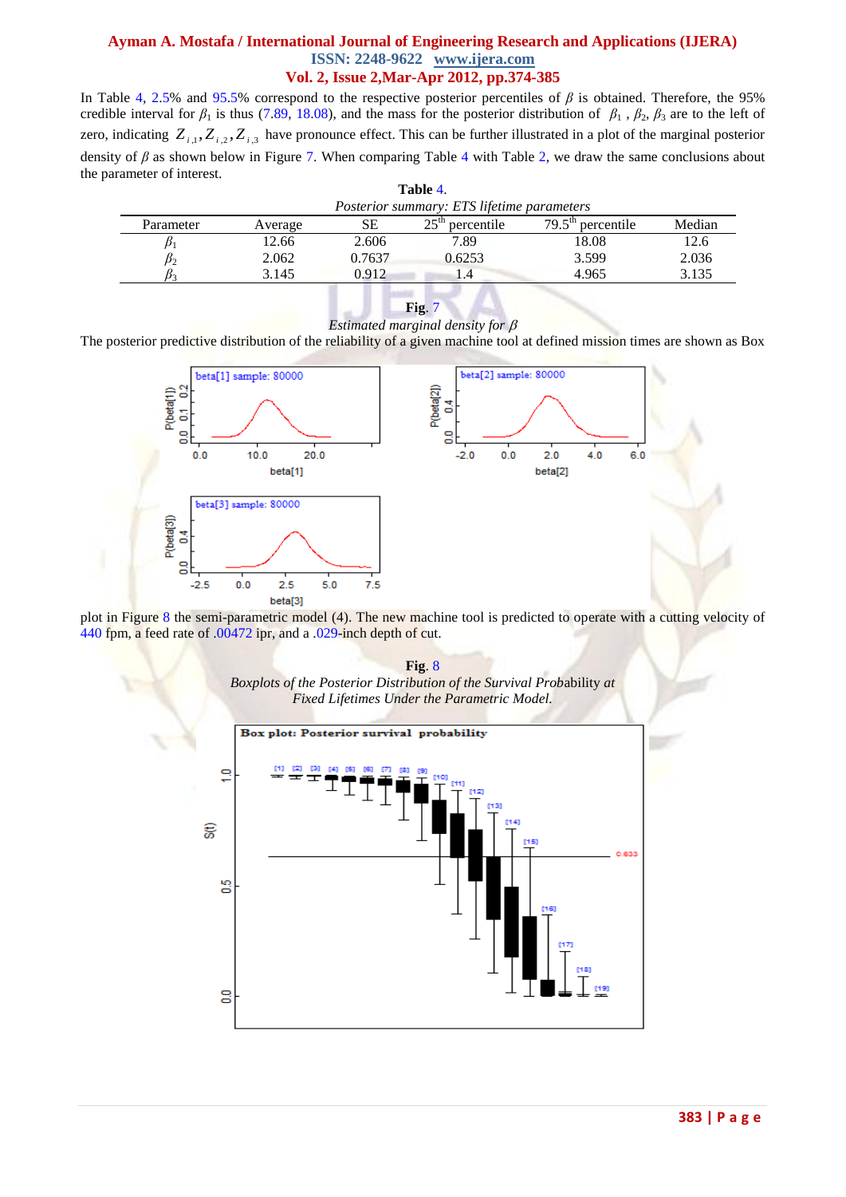In Table 4, 2.5% and 95.5% correspond to the respective posterior percentiles of $\beta$ is obtained. Therefore, the 95% credible interval for $\beta_1$ is thus (7.89, 18.08), and the mass for the posterior distribution of $\beta_1$, $\beta_2$, $\beta_3$ are to the left of zero, indicating $Z_{i,1}, Z_{i,2}, Z_{i,3}$ have pronounce effect. This can be further illustrated in a plot of the marginal posterior density of $\beta$ as shown below in Figure 7. When comparing Table 4 with Table 2, we draw the same conclusions about the parameter of interest.

**Table 4.**

*Posterior summary: ETS lifetime parameters*

| Parameter | Average | SE | 25th percentile | 79.5th percentile | Median |
|---|---|---|---|---|---|
| $\beta_1$ | 12.66 | 2.606 | 7.89 | 18.08 | 12.6 |
| $\beta_2$ | 2.062 | 0.7637 | 0.6253 | 3.599 | 2.036 |
| $\beta_3$ | 3.145 | 0.912 | 1.4 | 4.965 | 3.135 |

**Fig. 7**

*Estimated marginal density for $\beta$*

The posterior predictive distribution of the reliability of a given machine tool at defined mission times are shown as Box plot in Figure 8 the semi-parametric model (4). The new machine tool is predicted to operate with a cutting velocity of 440 fpm, a feed rate of .00472 ipr, and a .029-inch depth of cut.

**Fig. 8**

*Boxplots of the Posterior Distribution of the Survival Probability at Fixed Lifetimes Under the Parametric Model.*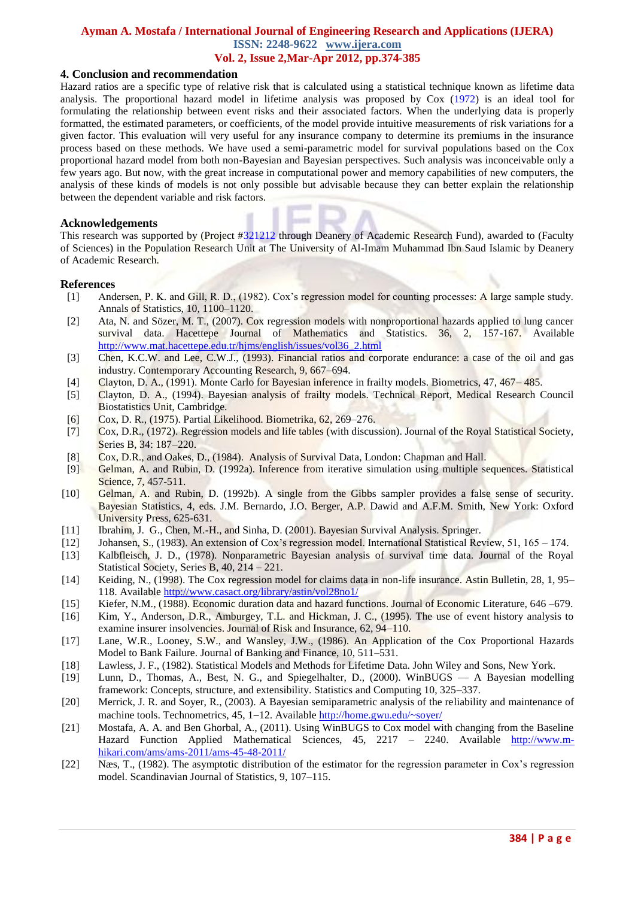## 4. Conclusion and recommendation

Hazard ratios are a specific type of relative risk that is calculated using a statistical technique known as lifetime data analysis. The proportional hazard model in lifetime analysis was proposed by Cox (1972) is an ideal tool for formulating the relationship between event risks and their associated factors. When the underlying data is properly formatted, the estimated parameters, or coefficients, of the model provide intuitive measurements of risk variations for a given factor. This evaluation will very useful for any insurance company to determine its premiums in the insurance process based on these methods. We have used a semi-parametric model for survival populations based on the Cox proportional hazard model from both non-Bayesian and Bayesian perspectives. Such analysis was inconceivable only a few years ago. But now, with the great increase in computational power and memory capabilities of new computers, the analysis of these kinds of models is not only possible but advisable because they can better explain the relationship between the dependent variable and risk factors.

## Acknowledgements

This research was supported by (Project #321212 through Deanery of Academic Research Fund), awarded to (Faculty of Sciences) in the Population Research Unit at The University of Al-Imam Muhammad Ibn Saud Islamic by Deanery of Academic Research.

## References

[1] Andersen, P. K. and Gill, R. D., (1982). Cox's regression model for counting processes: A large sample study. Annals of Statistics, 10, 1100–1120.

[2] Ata, N. and Sözer, M. T., (2007). Cox regression models with nonproportional hazards applied to lung cancer survival data. Hacettepe Journal of Mathematics and Statistics. 36, 2, 157-167. Available http://www.mat.hacettepe.edu.tr/hjms/english/issues/vol36_2.html

[3] Chen, K.C.W. and Lee, C.W.J., (1993). Financial ratios and corporate endurance: a case of the oil and gas industry. Contemporary Accounting Research, 9, 667–694.

[4] Clayton, D. A., (1991). Monte Carlo for Bayesian inference in frailty models. Biometrics, 47, 467– 485.

[5] Clayton, D. A., (1994). Bayesian analysis of frailty models. Technical Report, Medical Research Council Biostatistics Unit, Cambridge.

[6] Cox, D. R., (1975). Partial Likelihood. Biometrika, 62, 269–276.

[7] Cox, D.R., (1972). Regression models and life tables (with discussion). Journal of the Royal Statistical Society, Series B, 34: 187–220.

[8] Cox, D.R., and Oakes, D., (1984). Analysis of Survival Data, London: Chapman and Hall.

[9] Gelman, A. and Rubin, D. (1992a). Inference from iterative simulation using multiple sequences. Statistical Science, 7, 457-511.

[10] Gelman, A. and Rubin, D. (1992b). A single from the Gibbs sampler provides a false sense of security. Bayesian Statistics, 4, eds. J.M. Bernardo, J.O. Berger, A.P. Dawid and A.F.M. Smith, New York: Oxford University Press, 625-631.

[11] Ibrahim, J. G., Chen, M.-H., and Sinha, D. (2001). Bayesian Survival Analysis. Springer.

[12] Johansen, S., (1983). An extension of Cox's regression model. International Statistical Review, 51, 165 – 174.

[13] Kalbfleisch, J. D., (1978). Nonparametric Bayesian analysis of survival time data. Journal of the Royal Statistical Society, Series B, 40, 214 – 221.

[14] Keiding, N., (1998). The Cox regression model for claims data in non-life insurance. Astin Bulletin, 28, 1, 95–118. Available http://www.casact.org/library/astin/vol28no1/

[15] Kiefer, N.M., (1988). Economic duration data and hazard functions. Journal of Economic Literature, 646 –679.

[16] Kim, Y., Anderson, D.R., Amburgey, T.L. and Hickman, J. C., (1995). The use of event history analysis to examine insurer insolvencies. Journal of Risk and Insurance, 62, 94–110.

[17] Lane, W.R., Looney, S.W., and Wansley, J.W., (1986). An Application of the Cox Proportional Hazards Model to Bank Failure. Journal of Banking and Finance, 10, 511–531.

[18] Lawless, J. F., (1982). Statistical Models and Methods for Lifetime Data. John Wiley and Sons, New York.

[19] Lunn, D., Thomas, A., Best, N. G., and Spiegelhalter, D., (2000). WinBUGS — A Bayesian modelling framework: Concepts, structure, and extensibility. Statistics and Computing 10, 325–337.

[20] Merrick, J. R. and Soyer, R., (2003). A Bayesian semiparametric analysis of the reliability and maintenance of machine tools. Technometrics, 45, 1–12. Available http://home.gwu.edu/~soyer/

[21] Mostafa, A. A. and Ben Ghorbal, A., (2011). Using WinBUGS to Cox model with changing from the Baseline Hazard Function Applied Mathematical Sciences, 45, 2217 – 2240. Available http://www.m-hikari.com/ams/ams-2011/ams-45-48-2011/

[22] Næs, T., (1982). The asymptotic distribution of the estimator for the regression parameter in Cox's regression model. Scandinavian Journal of Statistics, 9, 107–115.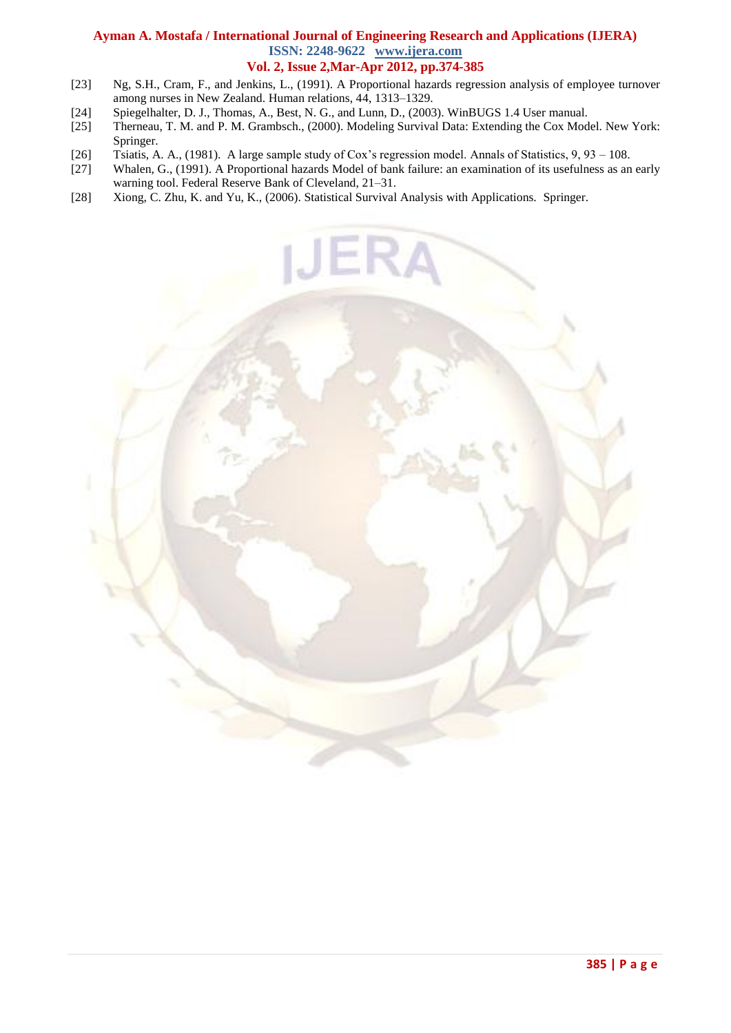[23] Ng, S.H., Cram, F., and Jenkins, L., (1991). A Proportional hazards regression analysis of employee turnover among nurses in New Zealand. Human relations, 44, 1313–1329.

[24] Spiegelhalter, D. J., Thomas, A., Best, N. G., and Lunn, D., (2003). WinBUGS 1.4 User manual.

[25] Therneau, T. M. and P. M. Grambsch., (2000). Modeling Survival Data: Extending the Cox Model. New York: Springer.

[26] Tsiatis, A. A., (1981). A large sample study of Cox's regression model. Annals of Statistics, 9, 93 – 108.

[27] Whalen, G., (1991). A Proportional hazards Model of bank failure: an examination of its usefulness as an early warning tool. Federal Reserve Bank of Cleveland, 21–31.

[28] Xiong, C. Zhu, K. and Yu, K., (2006). Statistical Survival Analysis with Applications. Springer.